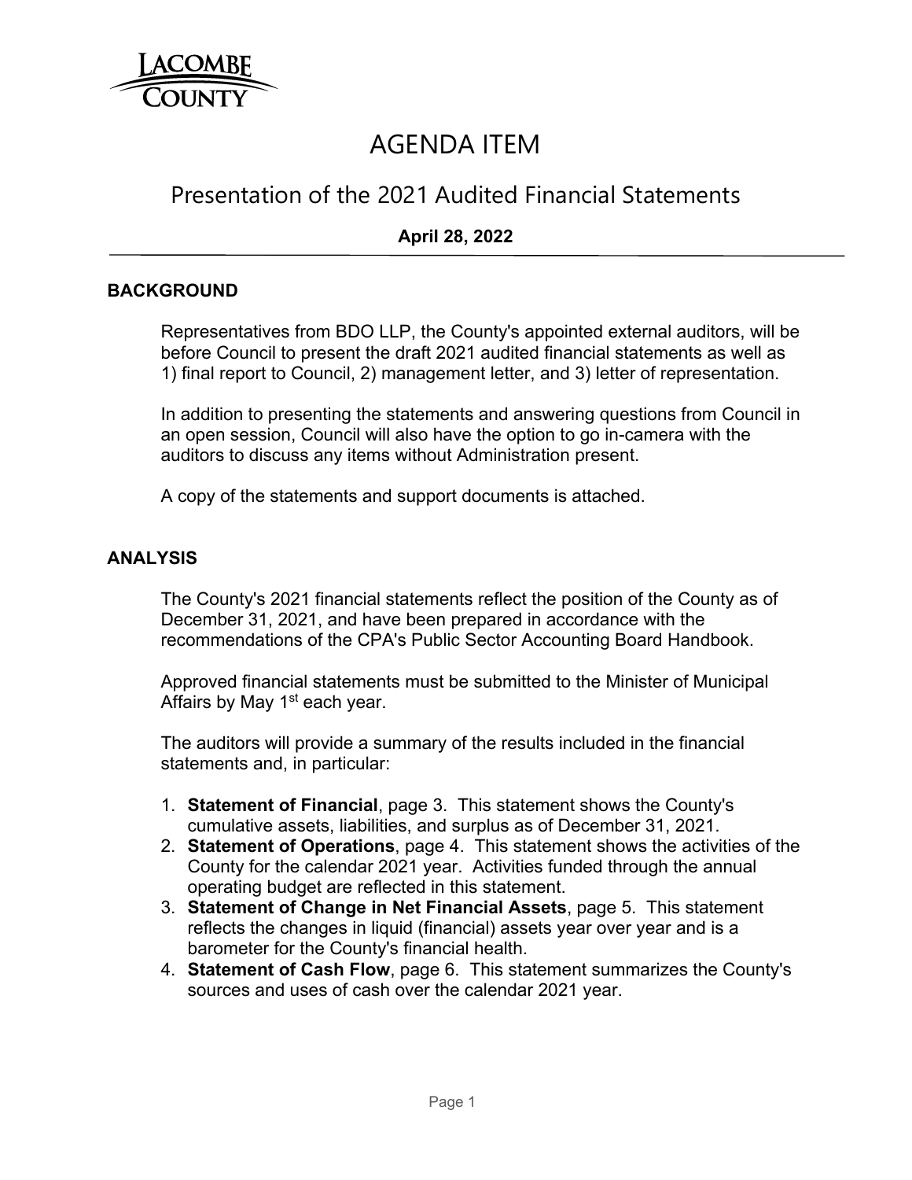LACOMBE COUNTY

# AGENDA ITEM

## Presentation of the 2021 Audited Financial Statements

**April 28, 2022**

### BACKGROUND

Representatives from BDO LLP, the County's appointed external auditors, will be before Council to present the draft 2021 audited financial statements as well as 1) final report to Council, 2) management letter, and 3) letter of representation.

In addition to presenting the statements and answering questions from Council in an open session, Council will also have the option to go in-camera with the auditors to discuss any items without Administration present.

A copy of the statements and support documents is attached.

### ANALYSIS

The County's 2021 financial statements reflect the position of the County as of December 31, 2021, and have been prepared in accordance with the recommendations of the CPA's Public Sector Accounting Board Handbook.

Approved financial statements must be submitted to the Minister of Municipal Affairs by May 1st each year.

The auditors will provide a summary of the results included in the financial statements and, in particular:

1. **Statement of Financial**, page 3. This statement shows the County's cumulative assets, liabilities, and surplus as of December 31, 2021.
2. **Statement of Operations**, page 4. This statement shows the activities of the County for the calendar 2021 year. Activities funded through the annual operating budget are reflected in this statement.
3. **Statement of Change in Net Financial Assets**, page 5. This statement reflects the changes in liquid (financial) assets year over year and is a barometer for the County's financial health.
4. **Statement of Cash Flow**, page 6. This statement summarizes the County's sources and uses of cash over the calendar 2021 year.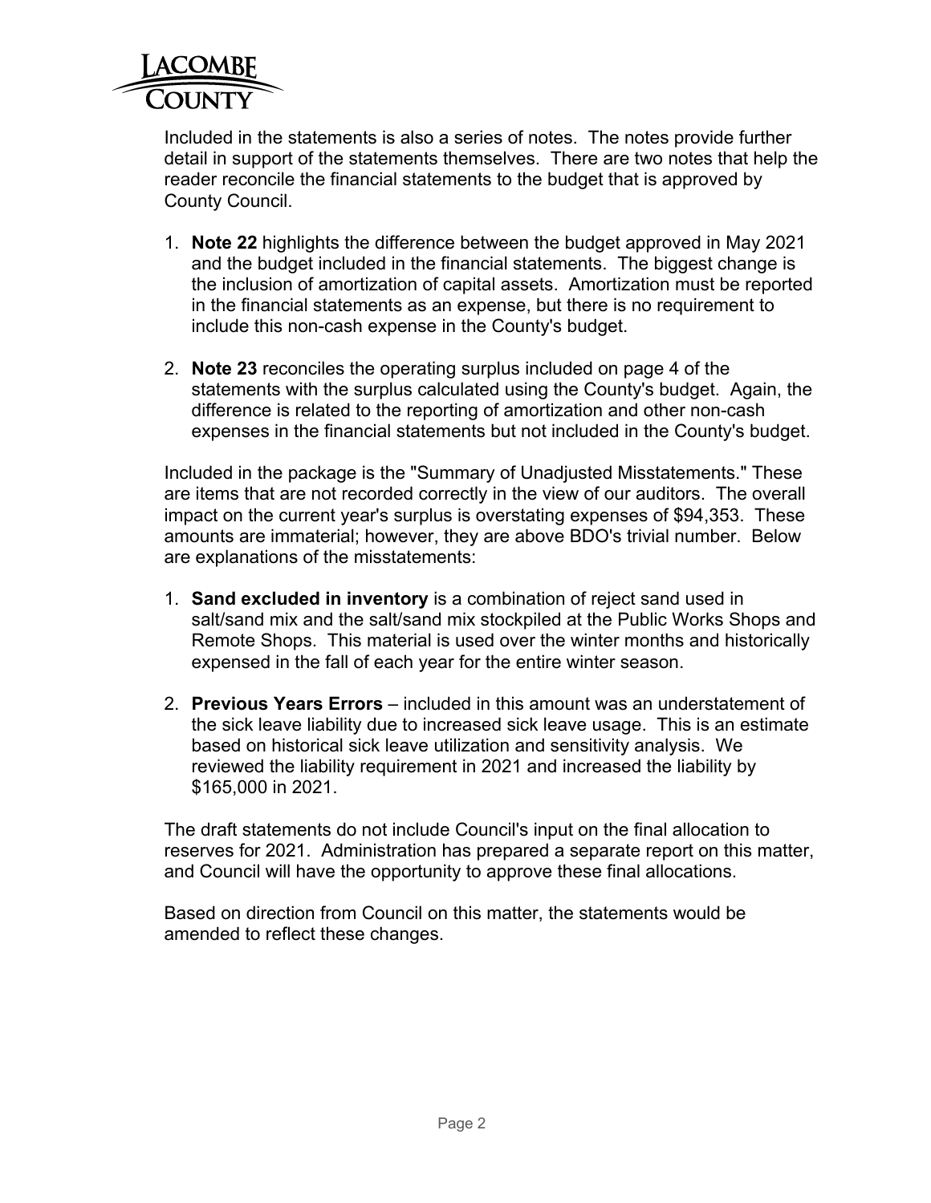Included in the statements is also a series of notes. The notes provide further detail in support of the statements themselves. There are two notes that help the reader reconcile the financial statements to the budget that is approved by County Council.

1. **Note 22** highlights the difference between the budget approved in May 2021 and the budget included in the financial statements. The biggest change is the inclusion of amortization of capital assets. Amortization must be reported in the financial statements as an expense, but there is no requirement to include this non-cash expense in the County's budget.

2. **Note 23** reconciles the operating surplus included on page 4 of the statements with the surplus calculated using the County's budget. Again, the difference is related to the reporting of amortization and other non-cash expenses in the financial statements but not included in the County's budget.

Included in the package is the "Summary of Unadjusted Misstatements." These are items that are not recorded correctly in the view of our auditors. The overall impact on the current year's surplus is overstating expenses of $94,353. These amounts are immaterial; however, they are above BDO's trivial number. Below are explanations of the misstatements:

1. **Sand excluded in inventory** is a combination of reject sand used in salt/sand mix and the salt/sand mix stockpiled at the Public Works Shops and Remote Shops. This material is used over the winter months and historically expensed in the fall of each year for the entire winter season.

2. **Previous Years Errors** – included in this amount was an understatement of the sick leave liability due to increased sick leave usage. This is an estimate based on historical sick leave utilization and sensitivity analysis. We reviewed the liability requirement in 2021 and increased the liability by $165,000 in 2021.

The draft statements do not include Council's input on the final allocation to reserves for 2021. Administration has prepared a separate report on this matter, and Council will have the opportunity to approve these final allocations.

Based on direction from Council on this matter, the statements would be amended to reflect these changes.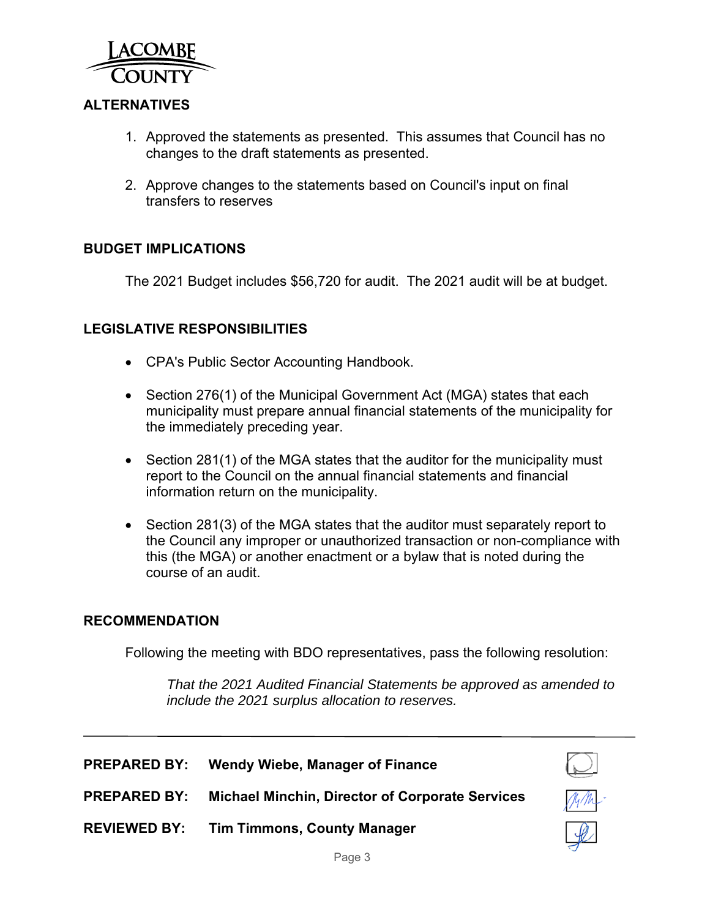## ALTERNATIVES

1. Approved the statements as presented. This assumes that Council has no changes to the draft statements as presented.

2. Approve changes to the statements based on Council's input on final transfers to reserves

## BUDGET IMPLICATIONS

The 2021 Budget includes $56,720 for audit. The 2021 audit will be at budget.

## LEGISLATIVE RESPONSIBILITIES

- CPA's Public Sector Accounting Handbook.

- Section 276(1) of the Municipal Government Act (MGA) states that each municipality must prepare annual financial statements of the municipality for the immediately preceding year.

- Section 281(1) of the MGA states that the auditor for the municipality must report to the Council on the annual financial statements and financial information return on the municipality.

- Section 281(3) of the MGA states that the auditor must separately report to the Council any improper or unauthorized transaction or non-compliance with this (the MGA) or another enactment or a bylaw that is noted during the course of an audit.

## RECOMMENDATION

Following the meeting with BDO representatives, pass the following resolution:

> *That the 2021 Audited Financial Statements be approved as amended to include the 2021 surplus allocation to reserves.*

---

**PREPARED BY:** **Wendy Wiebe, Manager of Finance**

**PREPARED BY:** **Michael Minchin, Director of Corporate Services**

**REVIEWED BY:** **Tim Timmons, County Manager**